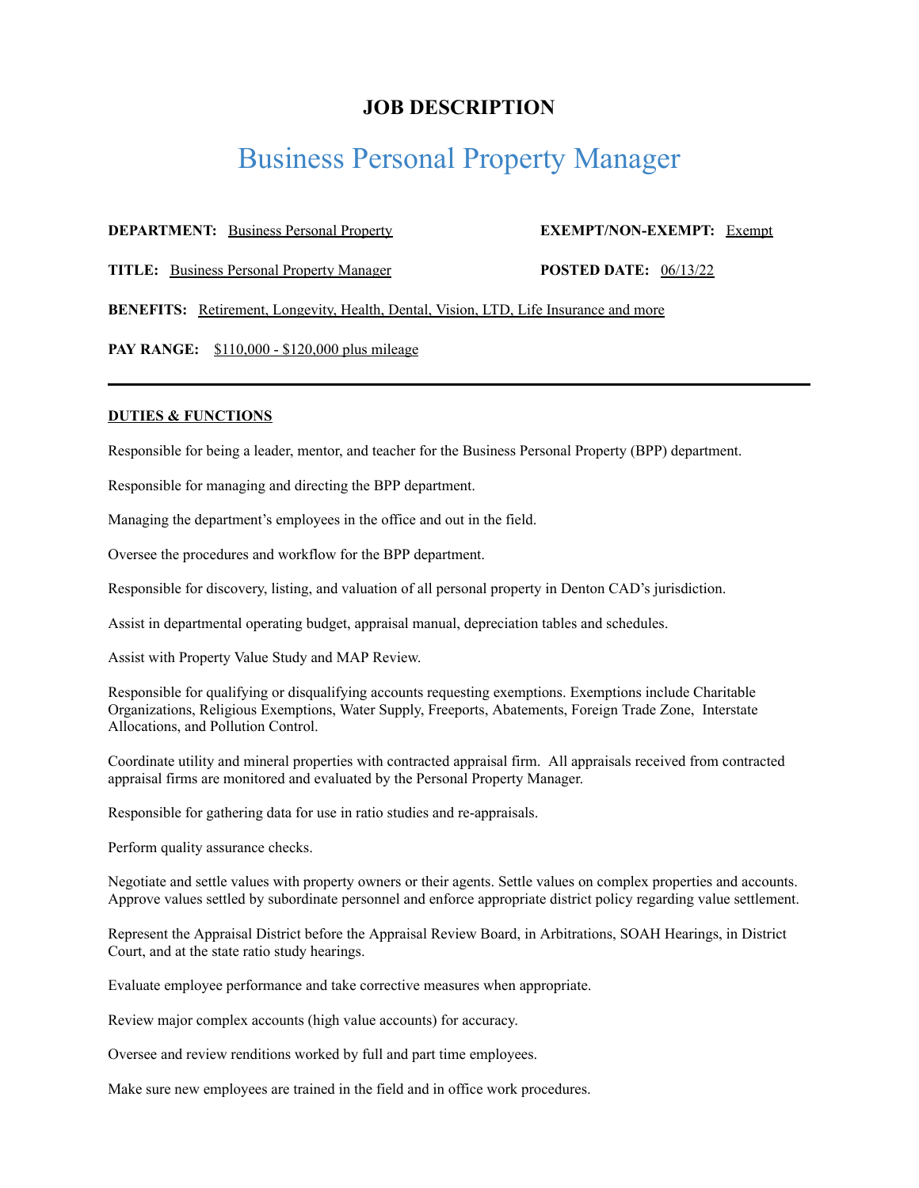# JOB DESCRIPTION

## Business Personal Property Manager

**DEPARTMENT:** Business Personal Property

**EXEMPT/NON-EXEMPT:** Exempt

**TITLE:** Business Personal Property Manager

**POSTED DATE:** 06/13/22

**BENEFITS:** Retirement, Longevity, Health, Dental, Vision, LTD, Life Insurance and more

**PAY RANGE:** $110,000 - $120,000 plus mileage

---

### DUTIES & FUNCTIONS

Responsible for being a leader, mentor, and teacher for the Business Personal Property (BPP) department.

Responsible for managing and directing the BPP department.

Managing the department's employees in the office and out in the field.

Oversee the procedures and workflow for the BPP department.

Responsible for discovery, listing, and valuation of all personal property in Denton CAD's jurisdiction.

Assist in departmental operating budget, appraisal manual, depreciation tables and schedules.

Assist with Property Value Study and MAP Review.

Responsible for qualifying or disqualifying accounts requesting exemptions. Exemptions include Charitable Organizations, Religious Exemptions, Water Supply, Freeports, Abatements, Foreign Trade Zone, Interstate Allocations, and Pollution Control.

Coordinate utility and mineral properties with contracted appraisal firm. All appraisals received from contracted appraisal firms are monitored and evaluated by the Personal Property Manager.

Responsible for gathering data for use in ratio studies and re-appraisals.

Perform quality assurance checks.

Negotiate and settle values with property owners or their agents. Settle values on complex properties and accounts. Approve values settled by subordinate personnel and enforce appropriate district policy regarding value settlement.

Represent the Appraisal District before the Appraisal Review Board, in Arbitrations, SOAH Hearings, in District Court, and at the state ratio study hearings.

Evaluate employee performance and take corrective measures when appropriate.

Review major complex accounts (high value accounts) for accuracy.

Oversee and review renditions worked by full and part time employees.

Make sure new employees are trained in the field and in office work procedures.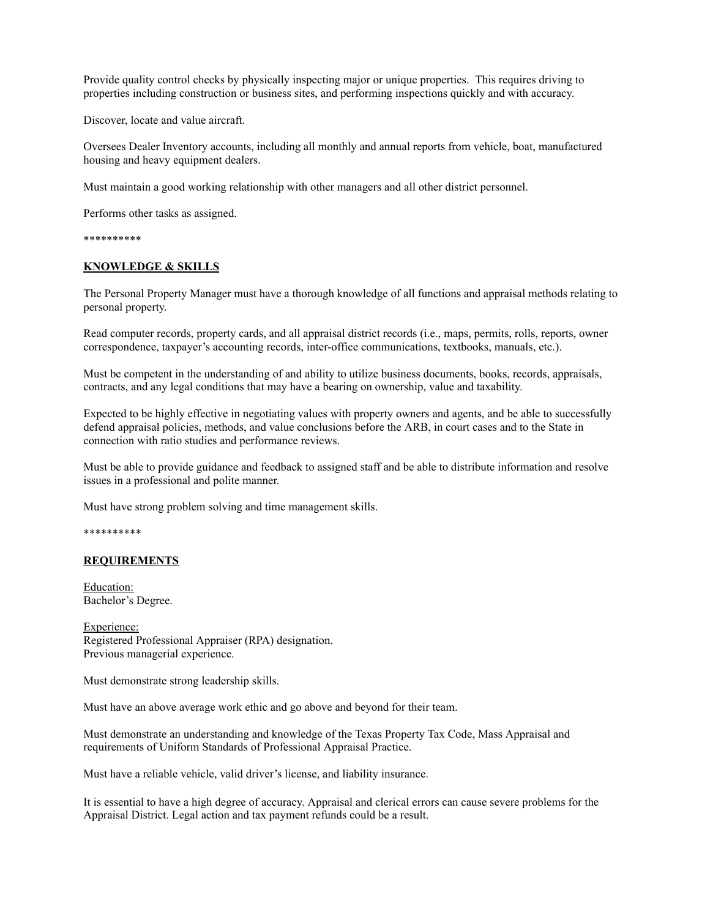Provide quality control checks by physically inspecting major or unique properties. This requires driving to properties including construction or business sites, and performing inspections quickly and with accuracy.

Discover, locate and value aircraft.

Oversees Dealer Inventory accounts, including all monthly and annual reports from vehicle, boat, manufactured housing and heavy equipment dealers.

Must maintain a good working relationship with other managers and all other district personnel.

Performs other tasks as assigned.

**********

## KNOWLEDGE & SKILLS

The Personal Property Manager must have a thorough knowledge of all functions and appraisal methods relating to personal property.

Read computer records, property cards, and all appraisal district records (i.e., maps, permits, rolls, reports, owner correspondence, taxpayer's accounting records, inter-office communications, textbooks, manuals, etc.).

Must be competent in the understanding of and ability to utilize business documents, books, records, appraisals, contracts, and any legal conditions that may have a bearing on ownership, value and taxability.

Expected to be highly effective in negotiating values with property owners and agents, and be able to successfully defend appraisal policies, methods, and value conclusions before the ARB, in court cases and to the State in connection with ratio studies and performance reviews.

Must be able to provide guidance and feedback to assigned staff and be able to distribute information and resolve issues in a professional and polite manner.

Must have strong problem solving and time management skills.

**********

## REQUIREMENTS

Education:
Bachelor's Degree.

Experience:
Registered Professional Appraiser (RPA) designation.
Previous managerial experience.

Must demonstrate strong leadership skills.

Must have an above average work ethic and go above and beyond for their team.

Must demonstrate an understanding and knowledge of the Texas Property Tax Code, Mass Appraisal and requirements of Uniform Standards of Professional Appraisal Practice.

Must have a reliable vehicle, valid driver's license, and liability insurance.

It is essential to have a high degree of accuracy. Appraisal and clerical errors can cause severe problems for the Appraisal District. Legal action and tax payment refunds could be a result.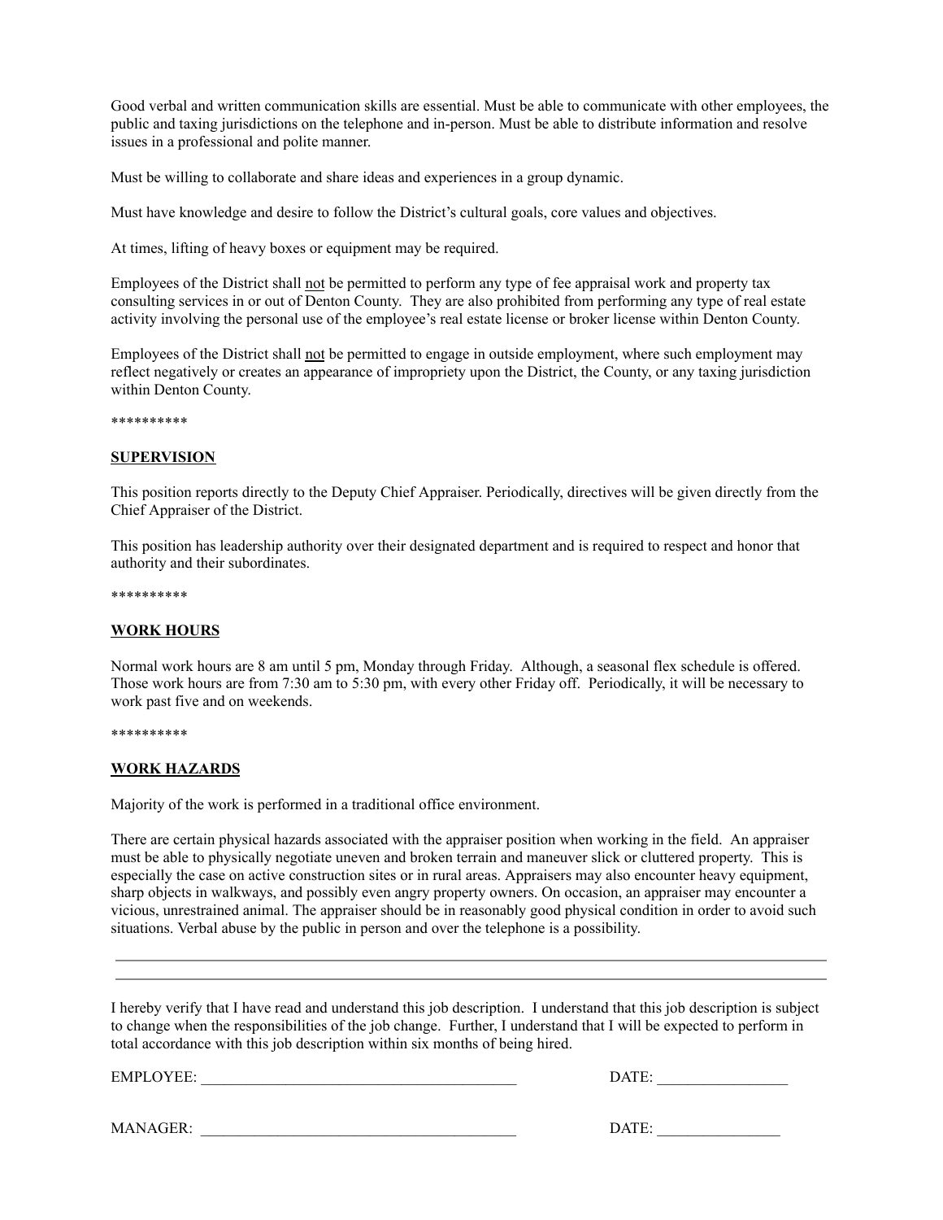Good verbal and written communication skills are essential. Must be able to communicate with other employees, the public and taxing jurisdictions on the telephone and in-person. Must be able to distribute information and resolve issues in a professional and polite manner.

Must be willing to collaborate and share ideas and experiences in a group dynamic.

Must have knowledge and desire to follow the District's cultural goals, core values and objectives.

At times, lifting of heavy boxes or equipment may be required.

Employees of the District shall <u>not</u> be permitted to perform any type of fee appraisal work and property tax consulting services in or out of Denton County. They are also prohibited from performing any type of real estate activity involving the personal use of the employee's real estate license or broker license within Denton County.

Employees of the District shall <u>not</u> be permitted to engage in outside employment, where such employment may reflect negatively or creates an appearance of impropriety upon the District, the County, or any taxing jurisdiction within Denton County.

**********

## SUPERVISION

This position reports directly to the Deputy Chief Appraiser. Periodically, directives will be given directly from the Chief Appraiser of the District.

This position has leadership authority over their designated department and is required to respect and honor that authority and their subordinates.

**********

## WORK HOURS

Normal work hours are 8 am until 5 pm, Monday through Friday. Although, a seasonal flex schedule is offered. Those work hours are from 7:30 am to 5:30 pm, with every other Friday off. Periodically, it will be necessary to work past five and on weekends.

**********

## WORK HAZARDS

Majority of the work is performed in a traditional office environment.

There are certain physical hazards associated with the appraiser position when working in the field. An appraiser must be able to physically negotiate uneven and broken terrain and maneuver slick or cluttered property. This is especially the case on active construction sites or in rural areas. Appraisers may also encounter heavy equipment, sharp objects in walkways, and possibly even angry property owners. On occasion, an appraiser may encounter a vicious, unrestrained animal. The appraiser should be in reasonably good physical condition in order to avoid such situations. Verbal abuse by the public in person and over the telephone is a possibility.

---

I hereby verify that I have read and understand this job description. I understand that this job description is subject to change when the responsibilities of the job change. Further, I understand that I will be expected to perform in total accordance with this job description within six months of being hired.

EMPLOYEE: ________________________________________ DATE: _________________

MANAGER: ________________________________________ DATE: ________________